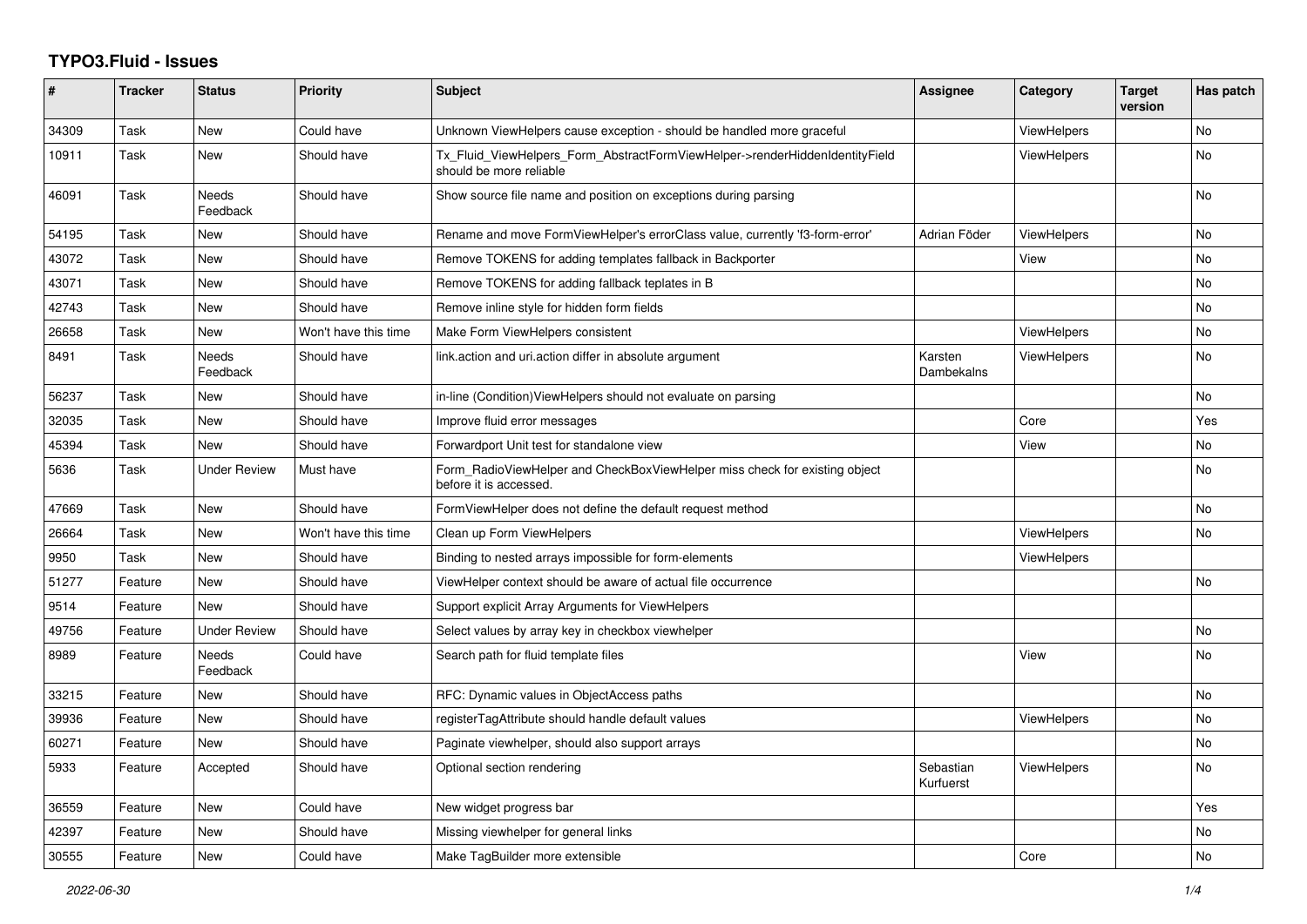# TYPO3.Fluid - Issues

| # | Tracker | Status | Priority | Subject | Assignee | Category | Target version | Has patch |
|---|---|---|---|---|---|---|---|---|
| 34309 | Task | New | Could have | Unknown ViewHelpers cause exception - should be handled more graceful | | ViewHelpers | | No |
| 10911 | Task | New | Should have | Tx_Fluid_ViewHelpers_Form_AbstractFormViewHelper->renderHiddenIdentityField should be more reliable | | ViewHelpers | | No |
| 46091 | Task | Needs Feedback | Should have | Show source file name and position on exceptions during parsing | | | | No |
| 54195 | Task | New | Should have | Rename and move FormViewHelper's errorClass value, currently 'f3-form-error' | Adrian Föder | ViewHelpers | | No |
| 43072 | Task | New | Should have | Remove TOKENS for adding templates fallback in Backporter | | View | | No |
| 43071 | Task | New | Should have | Remove TOKENS for adding fallback teplates in B | | | | No |
| 42743 | Task | New | Should have | Remove inline style for hidden form fields | | | | No |
| 26658 | Task | New | Won't have this time | Make Form ViewHelpers consistent | | ViewHelpers | | No |
| 8491 | Task | Needs Feedback | Should have | link.action and uri.action differ in absolute argument | Karsten Dambekalns | ViewHelpers | | No |
| 56237 | Task | New | Should have | in-line (Condition)ViewHelpers should not evaluate on parsing | | | | No |
| 32035 | Task | New | Should have | Improve fluid error messages | | Core | | Yes |
| 45394 | Task | New | Should have | Forwardport Unit test for standalone view | | View | | No |
| 5636 | Task | Under Review | Must have | Form_RadioViewHelper and CheckBoxViewHelper miss check for existing object before it is accessed. | | | | No |
| 47669 | Task | New | Should have | FormViewHelper does not define the default request method | | | | No |
| 26664 | Task | New | Won't have this time | Clean up Form ViewHelpers | | ViewHelpers | | No |
| 9950 | Task | New | Should have | Binding to nested arrays impossible for form-elements | | ViewHelpers | | |
| 51277 | Feature | New | Should have | ViewHelper context should be aware of actual file occurrence | | | | No |
| 9514 | Feature | New | Should have | Support explicit Array Arguments for ViewHelpers | | | | |
| 49756 | Feature | Under Review | Should have | Select values by array key in checkbox viewhelper | | | | No |
| 8989 | Feature | Needs Feedback | Could have | Search path for fluid template files | | View | | No |
| 33215 | Feature | New | Should have | RFC: Dynamic values in ObjectAccess paths | | | | No |
| 39936 | Feature | New | Should have | registerTagAttribute should handle default values | | ViewHelpers | | No |
| 60271 | Feature | New | Should have | Paginate viewhelper, should also support arrays | | | | No |
| 5933 | Feature | Accepted | Should have | Optional section rendering | Sebastian Kurfuerst | ViewHelpers | | No |
| 36559 | Feature | New | Could have | New widget progress bar | | | | Yes |
| 42397 | Feature | New | Should have | Missing viewhelper for general links | | | | No |
| 30555 | Feature | New | Could have | Make TagBuilder more extensible | | Core | | No |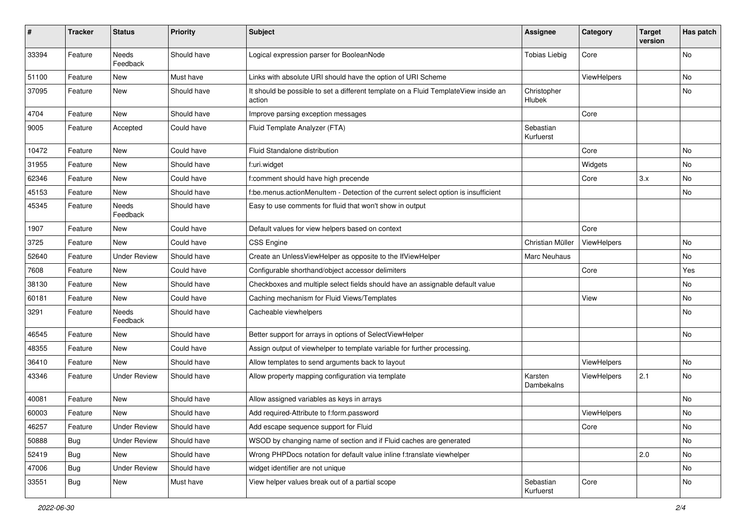| # | Tracker | Status | Priority | Subject | Assignee | Category | Target version | Has patch |
|---|---|---|---|---|---|---|---|---|
| 33394 | Feature | Needs Feedback | Should have | Logical expression parser for BooleanNode | Tobias Liebig | Core | | No |
| 51100 | Feature | New | Must have | Links with absolute URI should have the option of URI Scheme | | ViewHelpers | | No |
| 37095 | Feature | New | Should have | It should be possible to set a different template on a Fluid TemplateView inside an action | Christopher Hlubek | | | No |
| 4704 | Feature | New | Should have | Improve parsing exception messages | | Core | | |
| 9005 | Feature | Accepted | Could have | Fluid Template Analyzer (FTA) | Sebastian Kurfuerst | | | |
| 10472 | Feature | New | Could have | Fluid Standalone distribution | | Core | | No |
| 31955 | Feature | New | Should have | f:uri.widget | | Widgets | | No |
| 62346 | Feature | New | Could have | f:comment should have high precende | | Core | 3.x | No |
| 45153 | Feature | New | Should have | f:be.menus.actionMenuItem - Detection of the current select option is insufficient | | | | No |
| 45345 | Feature | Needs Feedback | Should have | Easy to use comments for fluid that won't show in output | | | | |
| 1907 | Feature | New | Could have | Default values for view helpers based on context | | Core | | |
| 3725 | Feature | New | Could have | CSS Engine | Christian Müller | ViewHelpers | | No |
| 52640 | Feature | Under Review | Should have | Create an UnlessViewHelper as opposite to the IfViewHelper | Marc Neuhaus | | | No |
| 7608 | Feature | New | Could have | Configurable shorthand/object accessor delimiters | | Core | | Yes |
| 38130 | Feature | New | Should have | Checkboxes and multiple select fields should have an assignable default value | | | | No |
| 60181 | Feature | New | Could have | Caching mechanism for Fluid Views/Templates | | View | | No |
| 3291 | Feature | Needs Feedback | Should have | Cacheable viewhelpers | | | | No |
| 46545 | Feature | New | Should have | Better support for arrays in options of SelectViewHelper | | | | No |
| 48355 | Feature | New | Could have | Assign output of viewhelper to template variable for further processing. | | | | |
| 36410 | Feature | New | Should have | Allow templates to send arguments back to layout | | ViewHelpers | | No |
| 43346 | Feature | Under Review | Should have | Allow property mapping configuration via template | Karsten Dambekalns | ViewHelpers | 2.1 | No |
| 40081 | Feature | New | Should have | Allow assigned variables as keys in arrays | | | | No |
| 60003 | Feature | New | Should have | Add required-Attribute to f:form.password | | ViewHelpers | | No |
| 46257 | Feature | Under Review | Should have | Add escape sequence support for Fluid | | Core | | No |
| 50888 | Bug | Under Review | Should have | WSOD by changing name of section and if Fluid caches are generated | | | | No |
| 52419 | Bug | New | Should have | Wrong PHPDocs notation for default value inline f:translate viewhelper | | | 2.0 | No |
| 47006 | Bug | Under Review | Should have | widget identifier are not unique | | | | No |
| 33551 | Bug | New | Must have | View helper values break out of a partial scope | Sebastian Kurfuerst | Core | | No |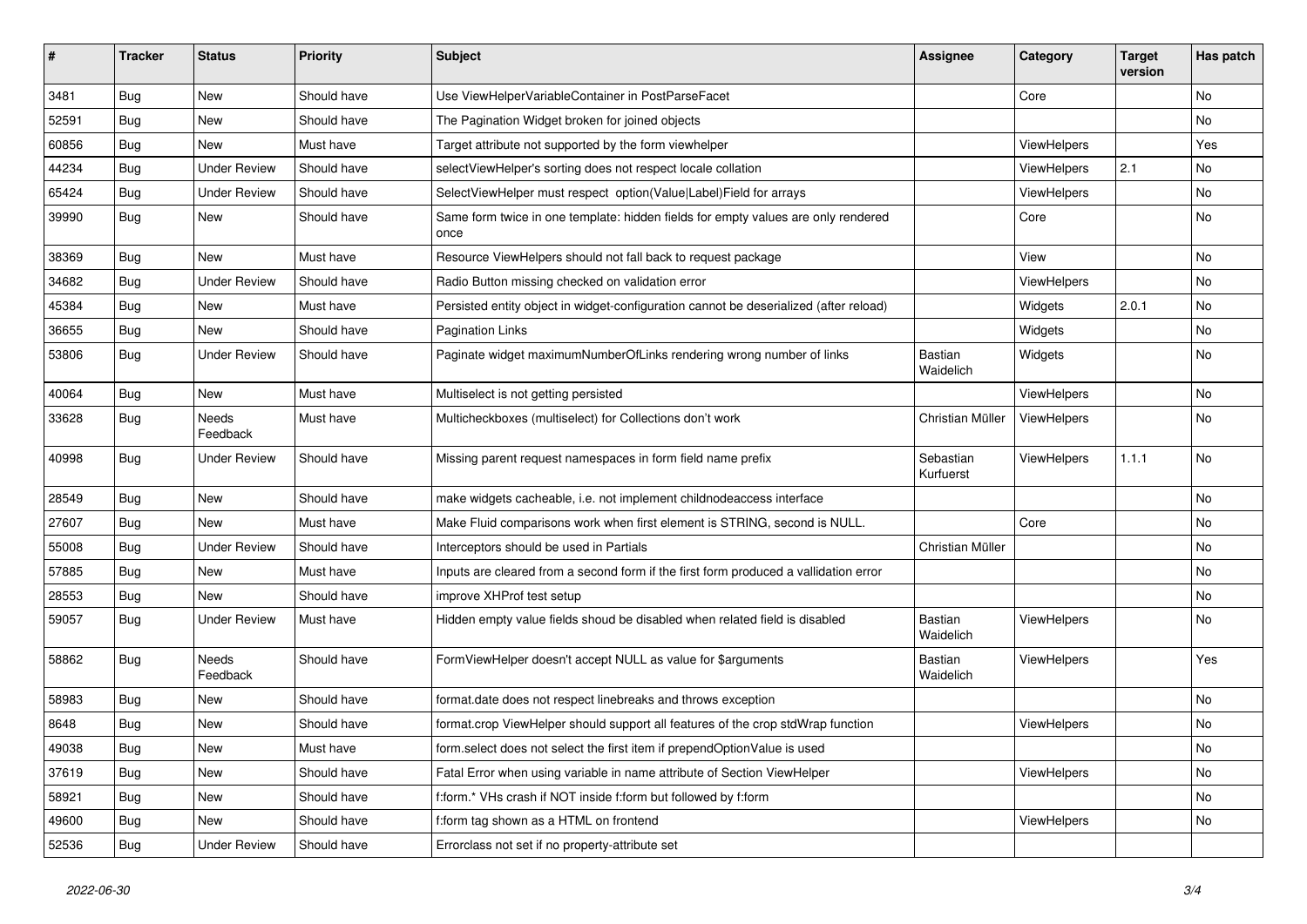| # | Tracker | Status | Priority | Subject | Assignee | Category | Target version | Has patch |
|---|---|---|---|---|---|---|---|---|
| 3481 | Bug | New | Should have | Use ViewHelperVariableContainer in PostParseFacet | | Core | | No |
| 52591 | Bug | New | Should have | The Pagination Widget broken for joined objects | | | | No |
| 60856 | Bug | New | Must have | Target attribute not supported by the form viewhelper | | ViewHelpers | | Yes |
| 44234 | Bug | Under Review | Should have | selectViewHelper's sorting does not respect locale collation | | ViewHelpers | 2.1 | No |
| 65424 | Bug | Under Review | Should have | SelectViewHelper must respect option(Value\|Label)Field for arrays | | ViewHelpers | | No |
| 39990 | Bug | New | Should have | Same form twice in one template: hidden fields for empty values are only rendered once | | Core | | No |
| 38369 | Bug | New | Must have | Resource ViewHelpers should not fall back to request package | | View | | No |
| 34682 | Bug | Under Review | Should have | Radio Button missing checked on validation error | | ViewHelpers | | No |
| 45384 | Bug | New | Must have | Persisted entity object in widget-configuration cannot be deserialized (after reload) | | Widgets | 2.0.1 | No |
| 36655 | Bug | New | Should have | Pagination Links | | Widgets | | No |
| 53806 | Bug | Under Review | Should have | Paginate widget maximumNumberOfLinks rendering wrong number of links | Bastian Waidelich | Widgets | | No |
| 40064 | Bug | New | Must have | Multiselect is not getting persisted | | ViewHelpers | | No |
| 33628 | Bug | Needs Feedback | Must have | Multicheckboxes (multiselect) for Collections don't work | Christian Müller | ViewHelpers | | No |
| 40998 | Bug | Under Review | Should have | Missing parent request namespaces in form field name prefix | Sebastian Kurfuerst | ViewHelpers | 1.1.1 | No |
| 28549 | Bug | New | Should have | make widgets cacheable, i.e. not implement childnodeaccess interface | | | | No |
| 27607 | Bug | New | Must have | Make Fluid comparisons work when first element is STRING, second is NULL. | | Core | | No |
| 55008 | Bug | Under Review | Should have | Interceptors should be used in Partials | Christian Müller | | | No |
| 57885 | Bug | New | Must have | Inputs are cleared from a second form if the first form produced a vallidation error | | | | No |
| 28553 | Bug | New | Should have | improve XHProf test setup | | | | No |
| 59057 | Bug | Under Review | Must have | Hidden empty value fields shoud be disabled when related field is disabled | Bastian Waidelich | ViewHelpers | | No |
| 58862 | Bug | Needs Feedback | Should have | FormViewHelper doesn't accept NULL as value for $arguments | Bastian Waidelich | ViewHelpers | | Yes |
| 58983 | Bug | New | Should have | format.date does not respect linebreaks and throws exception | | | | No |
| 8648 | Bug | New | Should have | format.crop ViewHelper should support all features of the crop stdWrap function | | ViewHelpers | | No |
| 49038 | Bug | New | Must have | form.select does not select the first item if prependOptionValue is used | | | | No |
| 37619 | Bug | New | Should have | Fatal Error when using variable in name attribute of Section ViewHelper | | ViewHelpers | | No |
| 58921 | Bug | New | Should have | f:form.* VHs crash if NOT inside f:form but followed by f:form | | | | No |
| 49600 | Bug | New | Should have | f:form tag shown as a HTML on frontend | | ViewHelpers | | No |
| 52536 | Bug | Under Review | Should have | Errorclass not set if no property-attribute set | | | | |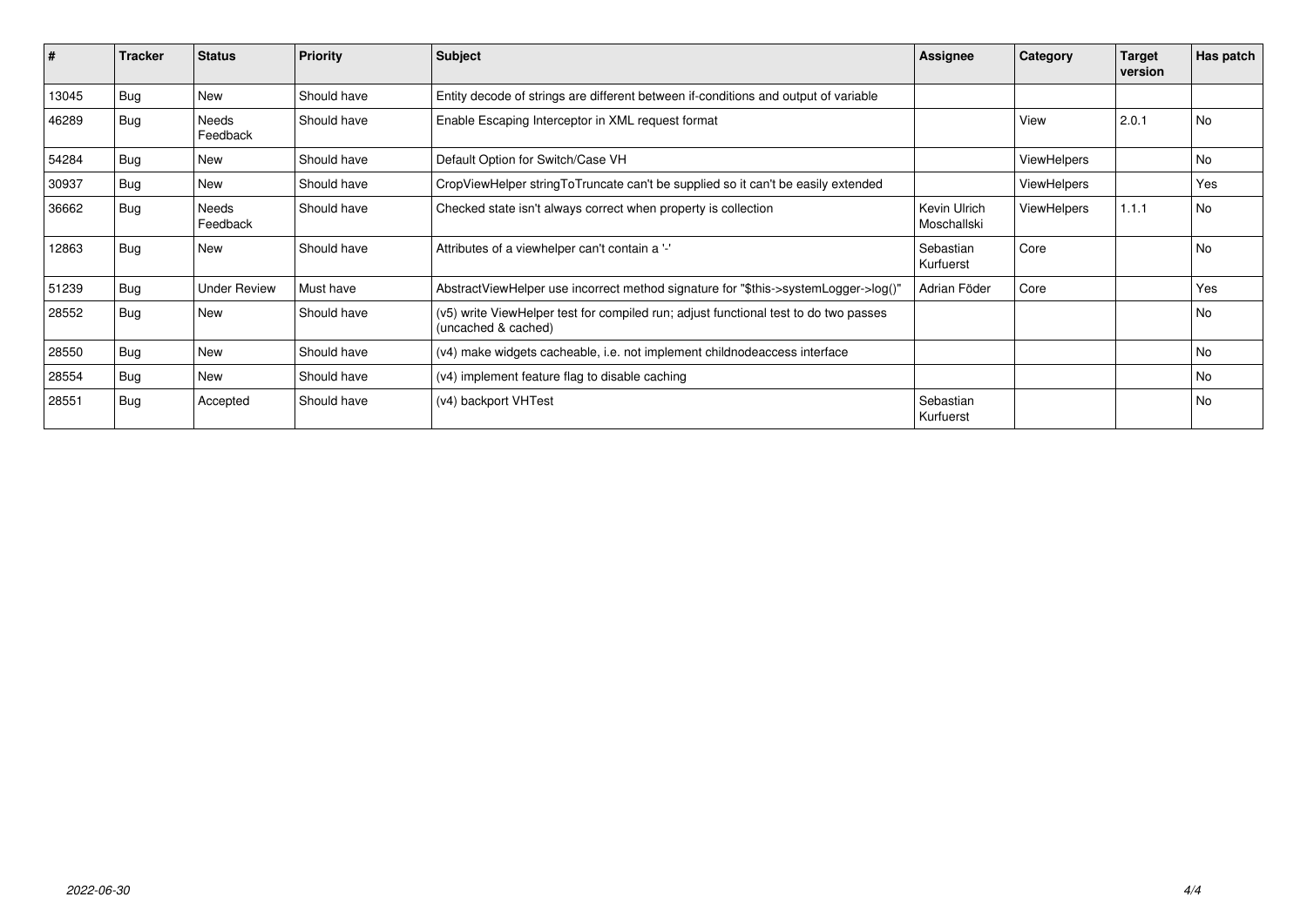| # | Tracker | Status | Priority | Subject | Assignee | Category | Target version | Has patch |
|---|---|---|---|---|---|---|---|---|
| 13045 | Bug | New | Should have | Entity decode of strings are different between if-conditions and output of variable | | | | |
| 46289 | Bug | Needs Feedback | Should have | Enable Escaping Interceptor in XML request format | | View | 2.0.1 | No |
| 54284 | Bug | New | Should have | Default Option for Switch/Case VH | | ViewHelpers | | No |
| 30937 | Bug | New | Should have | CropViewHelper stringToTruncate can't be supplied so it can't be easily extended | | ViewHelpers | | Yes |
| 36662 | Bug | Needs Feedback | Should have | Checked state isn't always correct when property is collection | Kevin Ulrich Moschallski | ViewHelpers | 1.1.1 | No |
| 12863 | Bug | New | Should have | Attributes of a viewhelper can't contain a '-' | Sebastian Kurfuerst | Core | | No |
| 51239 | Bug | Under Review | Must have | AbstractViewHelper use incorrect method signature for "$this->systemLogger->log()" | Adrian Föder | Core | | Yes |
| 28552 | Bug | New | Should have | (v5) write ViewHelper test for compiled run; adjust functional test to do two passes (uncached & cached) | | | | No |
| 28550 | Bug | New | Should have | (v4) make widgets cacheable, i.e. not implement childnodeaccess interface | | | | No |
| 28554 | Bug | New | Should have | (v4) implement feature flag to disable caching | | | | No |
| 28551 | Bug | Accepted | Should have | (v4) backport VHTest | Sebastian Kurfuerst | | | No |

*2022-06-30*